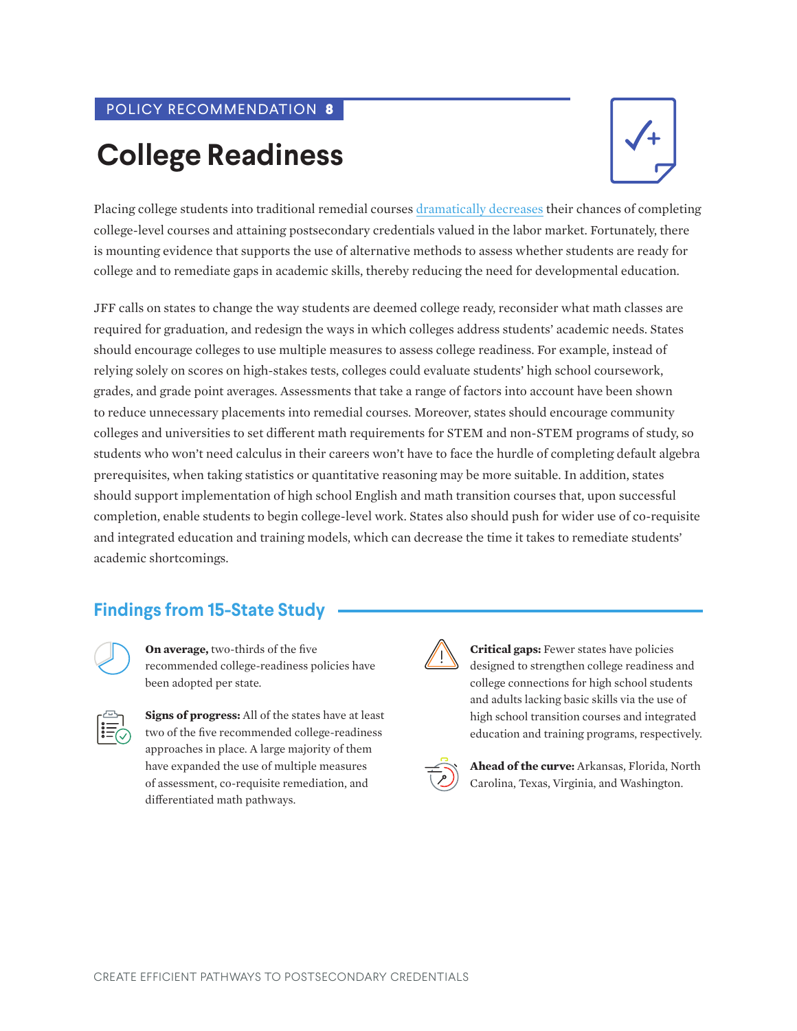POLICY RECOMMENDATION 8

# College Readiness

Placing college students into traditional remedial courses dramatically decreases their chances of completing college-level courses and attaining postsecondary credentials valued in the labor market. Fortunately, there is mounting evidence that supports the use of alternative methods to assess whether students are ready for college and to remediate gaps in academic skills, thereby reducing the need for developmental education.

JFF calls on states to change the way students are deemed college ready, reconsider what math classes are required for graduation, and redesign the ways in which colleges address students' academic needs. States should encourage colleges to use multiple measures to assess college readiness. For example, instead of relying solely on scores on high-stakes tests, colleges could evaluate students' high school coursework, grades, and grade point averages. Assessments that take a range of factors into account have been shown to reduce unnecessary placements into remedial courses. Moreover, states should encourage community colleges and universities to set different math requirements for STEM and non-STEM programs of study, so students who won't need calculus in their careers won't have to face the hurdle of completing default algebra prerequisites, when taking statistics or quantitative reasoning may be more suitable. In addition, states should support implementation of high school English and math transition courses that, upon successful completion, enable students to begin college-level work. States also should push for wider use of co-requisite and integrated education and training models, which can decrease the time it takes to remediate students' academic shortcomings.

## Findings from 15-State Study

**On average,** two-thirds of the five recommended college-readiness policies have been adopted per state.

**Signs of progress:** All of the states have at least two of the five recommended college-readiness approaches in place. A large majority of them have expanded the use of multiple measures of assessment, co-requisite remediation, and differentiated math pathways.

**Critical gaps:** Fewer states have policies designed to strengthen college readiness and college connections for high school students and adults lacking basic skills via the use of high school transition courses and integrated education and training programs, respectively.

**Ahead of the curve:** Arkansas, Florida, North Carolina, Texas, Virginia, and Washington.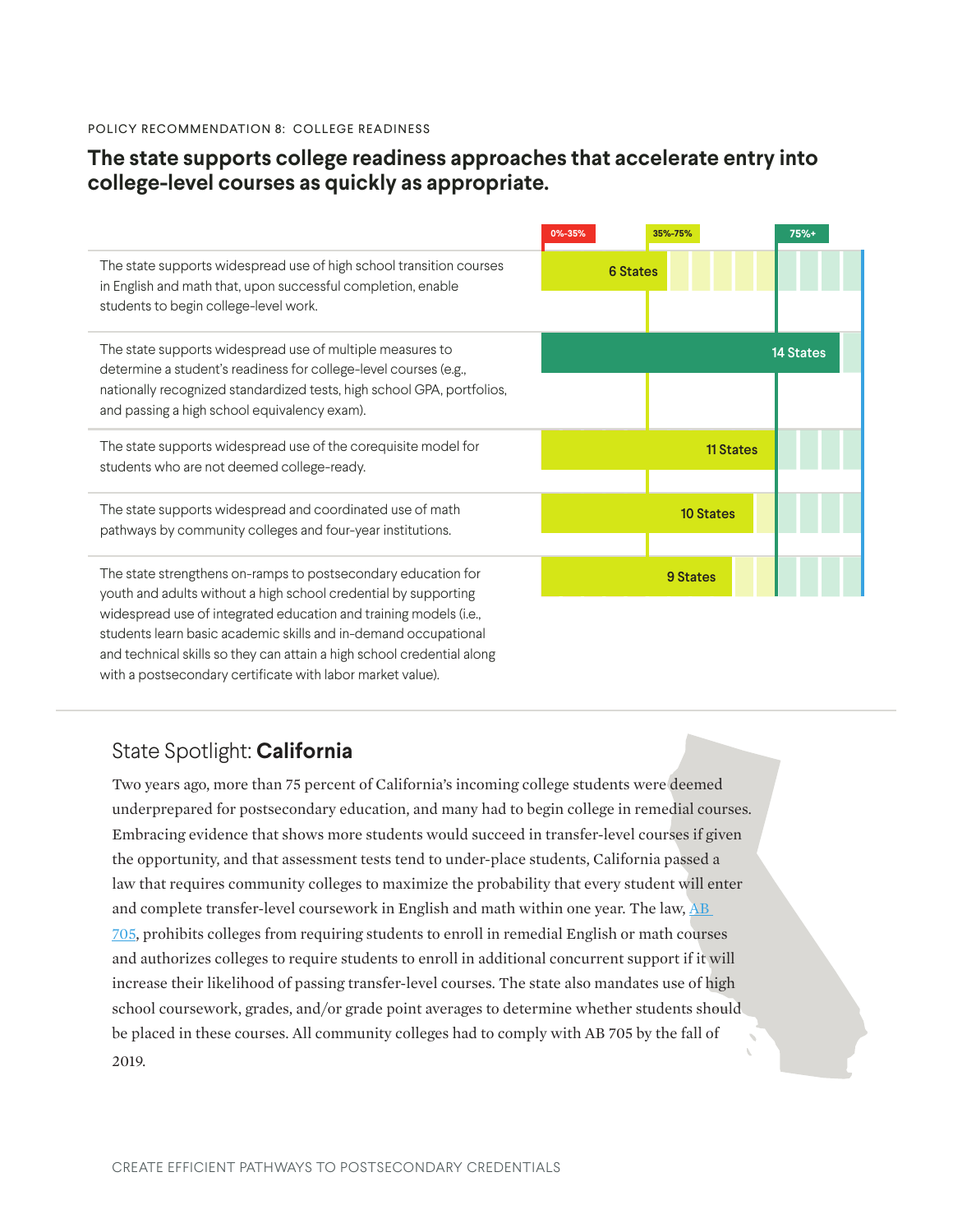POLICY RECOMMENDATION 8: COLLEGE READINESS

## The state supports college readiness approaches that accelerate entry into college-level courses as quickly as appropriate.

0%-35%
35%-75%
75%+

The state supports widespread use of high school transition courses in English and math that, upon successful completion, enable students to begin college-level work.

6 States

The state supports widespread use of multiple measures to determine a student's readiness for college-level courses (e.g., nationally recognized standardized tests, high school GPA, portfolios, and passing a high school equivalency exam).

14 States

The state supports widespread use of the corequisite model for students who are not deemed college-ready.

11 States

The state supports widespread and coordinated use of math pathways by community colleges and four-year institutions.

10 States

The state strengthens on-ramps to postsecondary education for youth and adults without a high school credential by supporting widespread use of integrated education and training models (i.e., students learn basic academic skills and in-demand occupational and technical skills so they can attain a high school credential along with a postsecondary certificate with labor market value).

9 States

## State Spotlight: **California**

Two years ago, more than 75 percent of California's incoming college students were deemed underprepared for postsecondary education, and many had to begin college in remedial courses. Embracing evidence that shows more students would succeed in transfer-level courses if given the opportunity, and that assessment tests tend to under-place students, California passed a law that requires community colleges to maximize the probability that every student will enter and complete transfer-level coursework in English and math within one year. The law, AB 705, prohibits colleges from requiring students to enroll in remedial English or math courses and authorizes colleges to require students to enroll in additional concurrent support if it will increase their likelihood of passing transfer-level courses. The state also mandates use of high school coursework, grades, and/or grade point averages to determine whether students should be placed in these courses. All community colleges had to comply with AB 705 by the fall of 2019.